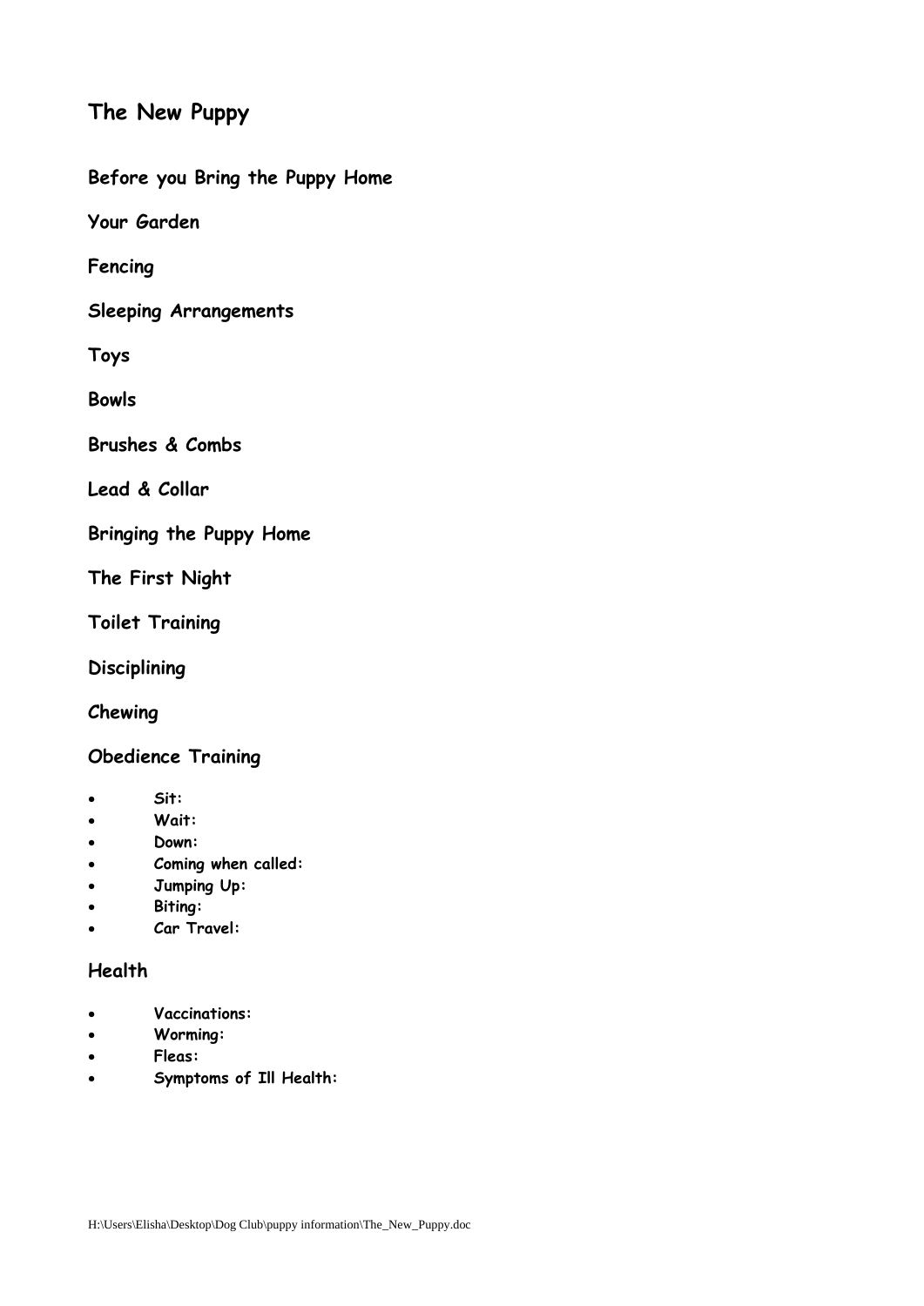# The New Puppy

**Before you Bring the Puppy Home**

**Your Garden**

**Fencing**

**Sleeping Arrangements**

**Toys**

**Bowls**

**Brushes & Combs**

**Lead & Collar**

**Bringing the Puppy Home**

**The First Night**

**Toilet Training**

**Disciplining**

**Chewing**

## Obedience Training

- **Sit:**
- **Wait:**
- **Down:**
- **Coming when called:**
- **Jumping Up:**
- **Biting:**
- **Car Travel:**

## Health

- **Vaccinations:**
- **Worming:**
- **Fleas:**
- **Symptoms of Ill Health:**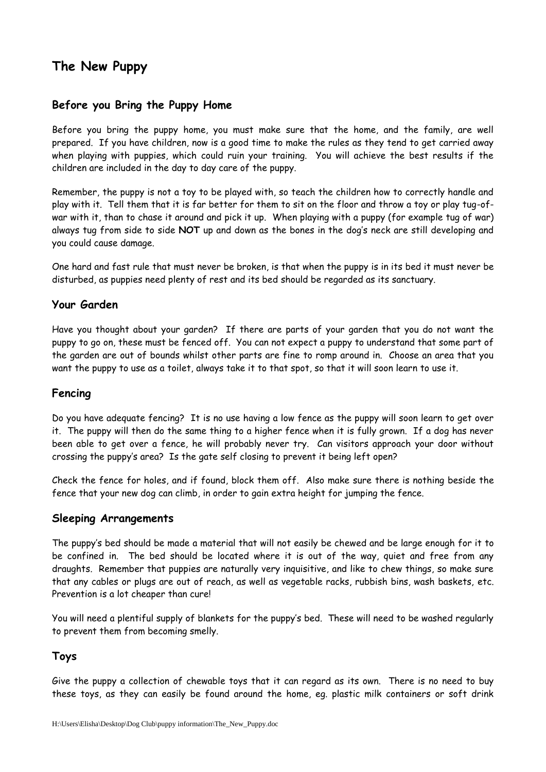# The New Puppy

## Before you Bring the Puppy Home

Before you bring the puppy home, you must make sure that the home, and the family, are well prepared. If you have children, now is a good time to make the rules as they tend to get carried away when playing with puppies, which could ruin your training. You will achieve the best results if the children are included in the day to day care of the puppy.

Remember, the puppy is not a toy to be played with, so teach the children how to correctly handle and play with it. Tell them that it is far better for them to sit on the floor and throw a toy or play tug-of-war with it, than to chase it around and pick it up. When playing with a puppy (for example tug of war) always tug from side to side **NOT** up and down as the bones in the dog's neck are still developing and you could cause damage.

One hard and fast rule that must never be broken, is that when the puppy is in its bed it must never be disturbed, as puppies need plenty of rest and its bed should be regarded as its sanctuary.

## Your Garden

Have you thought about your garden? If there are parts of your garden that you do not want the puppy to go on, these must be fenced off. You can not expect a puppy to understand that some part of the garden are out of bounds whilst other parts are fine to romp around in. Choose an area that you want the puppy to use as a toilet, always take it to that spot, so that it will soon learn to use it.

## Fencing

Do you have adequate fencing? It is no use having a low fence as the puppy will soon learn to get over it. The puppy will then do the same thing to a higher fence when it is fully grown. If a dog has never been able to get over a fence, he will probably never try. Can visitors approach your door without crossing the puppy's area? Is the gate self closing to prevent it being left open?

Check the fence for holes, and if found, block them off. Also make sure there is nothing beside the fence that your new dog can climb, in order to gain extra height for jumping the fence.

## Sleeping Arrangements

The puppy's bed should be made a material that will not easily be chewed and be large enough for it to be confined in. The bed should be located where it is out of the way, quiet and free from any draughts. Remember that puppies are naturally very inquisitive, and like to chew things, so make sure that any cables or plugs are out of reach, as well as vegetable racks, rubbish bins, wash baskets, etc. Prevention is a lot cheaper than cure!

You will need a plentiful supply of blankets for the puppy's bed. These will need to be washed regularly to prevent them from becoming smelly.

## Toys

Give the puppy a collection of chewable toys that it can regard as its own. There is no need to buy these toys, as they can easily be found around the home, eg. plastic milk containers or soft drink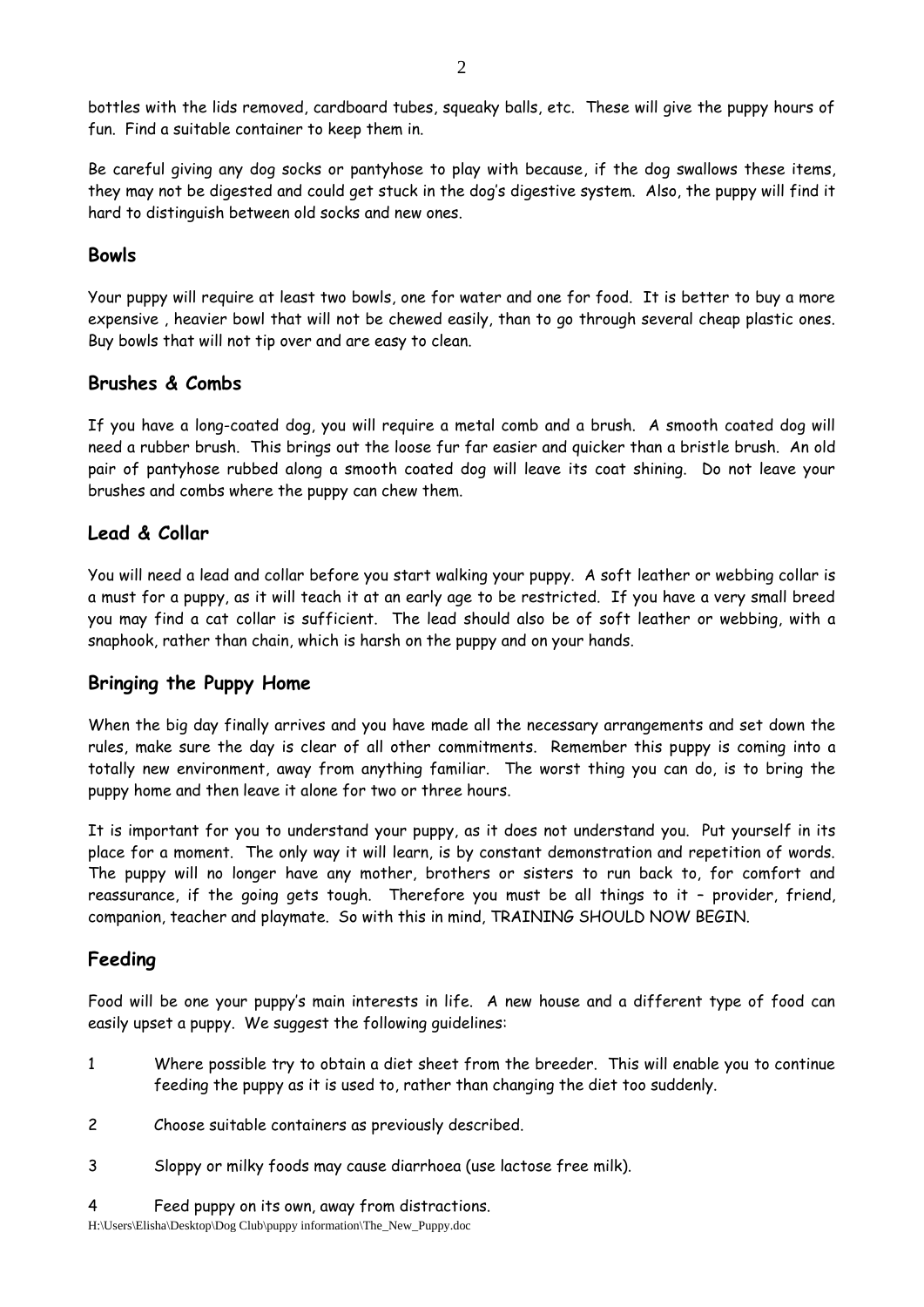bottles with the lids removed, cardboard tubes, squeaky balls, etc. These will give the puppy hours of fun. Find a suitable container to keep them in.

Be careful giving any dog socks or pantyhose to play with because, if the dog swallows these items, they may not be digested and could get stuck in the dog's digestive system. Also, the puppy will find it hard to distinguish between old socks and new ones.

## Bowls

Your puppy will require at least two bowls, one for water and one for food. It is better to buy a more expensive , heavier bowl that will not be chewed easily, than to go through several cheap plastic ones. Buy bowls that will not tip over and are easy to clean.

## Brushes & Combs

If you have a long-coated dog, you will require a metal comb and a brush. A smooth coated dog will need a rubber brush. This brings out the loose fur far easier and quicker than a bristle brush. An old pair of pantyhose rubbed along a smooth coated dog will leave its coat shining. Do not leave your brushes and combs where the puppy can chew them.

## Lead & Collar

You will need a lead and collar before you start walking your puppy. A soft leather or webbing collar is a must for a puppy, as it will teach it at an early age to be restricted. If you have a very small breed you may find a cat collar is sufficient. The lead should also be of soft leather or webbing, with a snaphook, rather than chain, which is harsh on the puppy and on your hands.

## Bringing the Puppy Home

When the big day finally arrives and you have made all the necessary arrangements and set down the rules, make sure the day is clear of all other commitments. Remember this puppy is coming into a totally new environment, away from anything familiar. The worst thing you can do, is to bring the puppy home and then leave it alone for two or three hours.

It is important for you to understand your puppy, as it does not understand you. Put yourself in its place for a moment. The only way it will learn, is by constant demonstration and repetition of words. The puppy will no longer have any mother, brothers or sisters to run back to, for comfort and reassurance, if the going gets tough. Therefore you must be all things to it – provider, friend, companion, teacher and playmate. So with this in mind, TRAINING SHOULD NOW BEGIN.

## Feeding

Food will be one your puppy's main interests in life. A new house and a different type of food can easily upset a puppy. We suggest the following guidelines:

1. Where possible try to obtain a diet sheet from the breeder. This will enable you to continue feeding the puppy as it is used to, rather than changing the diet too suddenly.
2. Choose suitable containers as previously described.
3. Sloppy or milky foods may cause diarrhoea (use lactose free milk).
4. Feed puppy on its own, away from distractions.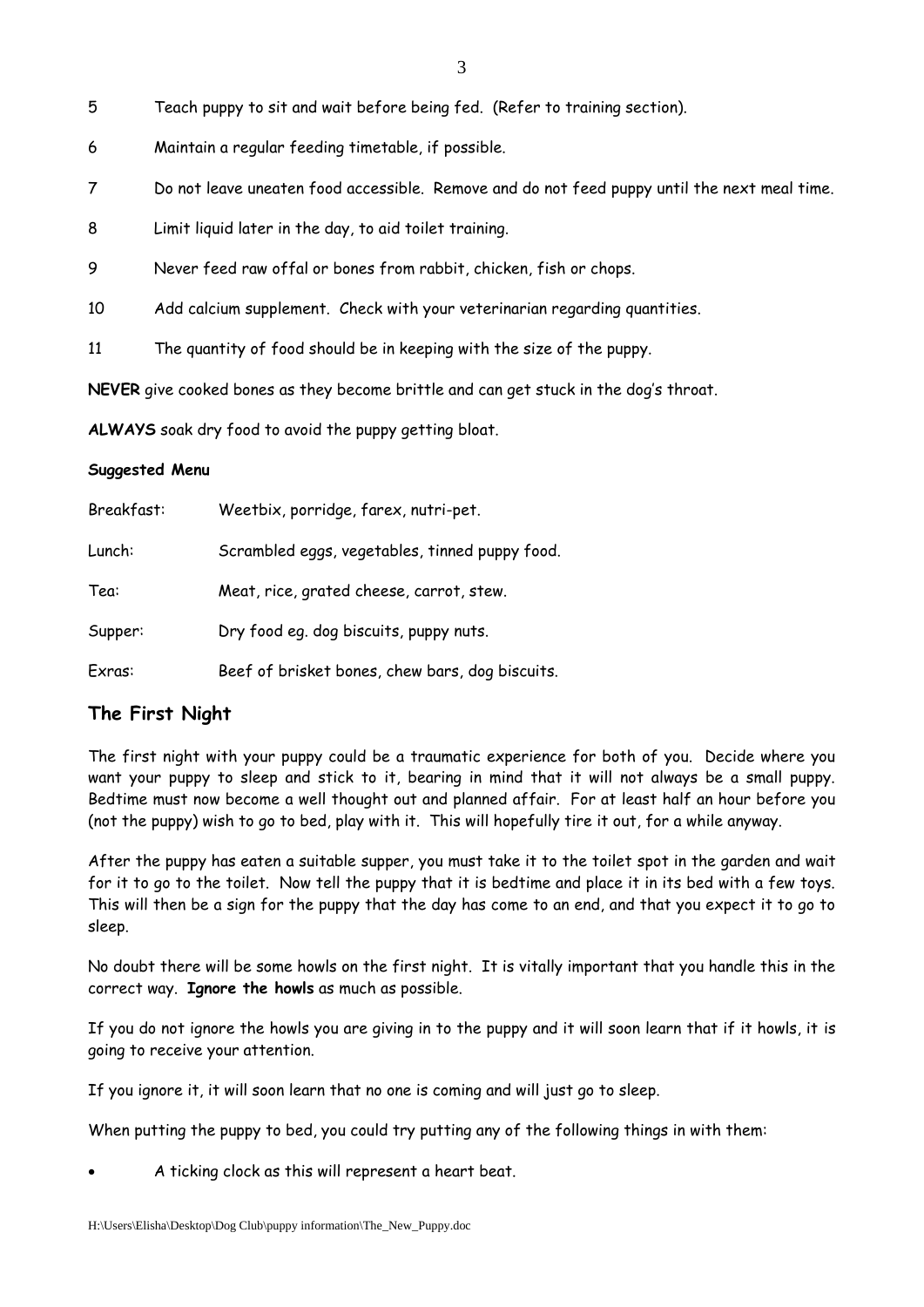5. Teach puppy to sit and wait before being fed. (Refer to training section).
6. Maintain a regular feeding timetable, if possible.
7. Do not leave uneaten food accessible. Remove and do not feed puppy until the next meal time.
8. Limit liquid later in the day, to aid toilet training.
9. Never feed raw offal or bones from rabbit, chicken, fish or chops.
10. Add calcium supplement. Check with your veterinarian regarding quantities.
11. The quantity of food should be in keeping with the size of the puppy.

**NEVER** give cooked bones as they become brittle and can get stuck in the dog's throat.

**ALWAYS** soak dry food to avoid the puppy getting bloat.

**Suggested Menu**

| | |
|---|---|
| Breakfast: | Weetbix, porridge, farex, nutri-pet. |
| Lunch: | Scrambled eggs, vegetables, tinned puppy food. |
| Tea: | Meat, rice, grated cheese, carrot, stew. |
| Supper: | Dry food eg. dog biscuits, puppy nuts. |
| Exras: | Beef of brisket bones, chew bars, dog biscuits. |

## The First Night

The first night with your puppy could be a traumatic experience for both of you. Decide where you want your puppy to sleep and stick to it, bearing in mind that it will not always be a small puppy. Bedtime must now become a well thought out and planned affair. For at least half an hour before you (not the puppy) wish to go to bed, play with it. This will hopefully tire it out, for a while anyway.

After the puppy has eaten a suitable supper, you must take it to the toilet spot in the garden and wait for it to go to the toilet. Now tell the puppy that it is bedtime and place it in its bed with a few toys. This will then be a sign for the puppy that the day has come to an end, and that you expect it to go to sleep.

No doubt there will be some howls on the first night. It is vitally important that you handle this in the correct way. **Ignore the howls** as much as possible.

If you do not ignore the howls you are giving in to the puppy and it will soon learn that if it howls, it is going to receive your attention.

If you ignore it, it will soon learn that no one is coming and will just go to sleep.

When putting the puppy to bed, you could try putting any of the following things in with them:

- A ticking clock as this will represent a heart beat.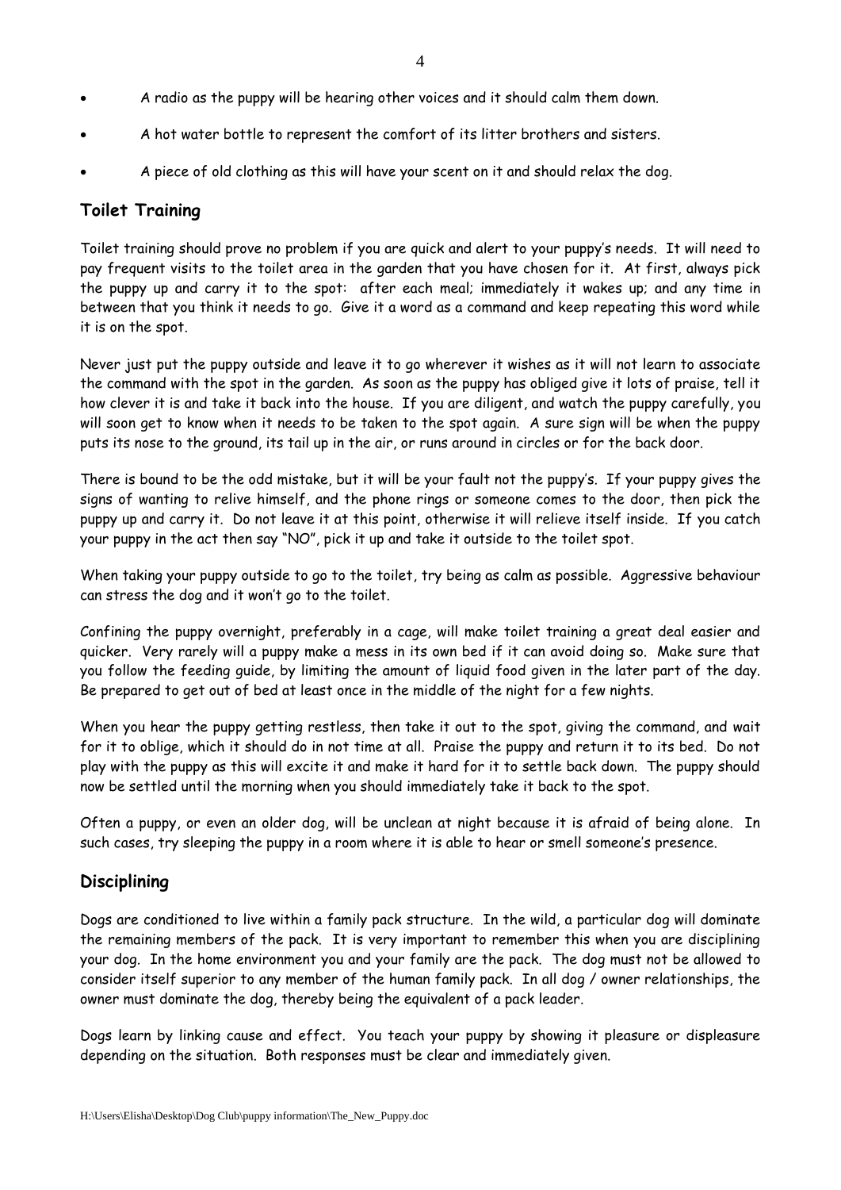- A radio as the puppy will be hearing other voices and it should calm them down.
- A hot water bottle to represent the comfort of its litter brothers and sisters.
- A piece of old clothing as this will have your scent on it and should relax the dog.

## Toilet Training

Toilet training should prove no problem if you are quick and alert to your puppy's needs. It will need to pay frequent visits to the toilet area in the garden that you have chosen for it. At first, always pick the puppy up and carry it to the spot: after each meal; immediately it wakes up; and any time in between that you think it needs to go. Give it a word as a command and keep repeating this word while it is on the spot.

Never just put the puppy outside and leave it to go wherever it wishes as it will not learn to associate the command with the spot in the garden. As soon as the puppy has obliged give it lots of praise, tell it how clever it is and take it back into the house. If you are diligent, and watch the puppy carefully, you will soon get to know when it needs to be taken to the spot again. A sure sign will be when the puppy puts its nose to the ground, its tail up in the air, or runs around in circles or for the back door.

There is bound to be the odd mistake, but it will be your fault not the puppy's. If your puppy gives the signs of wanting to relive himself, and the phone rings or someone comes to the door, then pick the puppy up and carry it. Do not leave it at this point, otherwise it will relieve itself inside. If you catch your puppy in the act then say "NO", pick it up and take it outside to the toilet spot.

When taking your puppy outside to go to the toilet, try being as calm as possible. Aggressive behaviour can stress the dog and it won't go to the toilet.

Confining the puppy overnight, preferably in a cage, will make toilet training a great deal easier and quicker. Very rarely will a puppy make a mess in its own bed if it can avoid doing so. Make sure that you follow the feeding guide, by limiting the amount of liquid food given in the later part of the day. Be prepared to get out of bed at least once in the middle of the night for a few nights.

When you hear the puppy getting restless, then take it out to the spot, giving the command, and wait for it to oblige, which it should do in not time at all. Praise the puppy and return it to its bed. Do not play with the puppy as this will excite it and make it hard for it to settle back down. The puppy should now be settled until the morning when you should immediately take it back to the spot.

Often a puppy, or even an older dog, will be unclean at night because it is afraid of being alone. In such cases, try sleeping the puppy in a room where it is able to hear or smell someone's presence.

## Disciplining

Dogs are conditioned to live within a family pack structure. In the wild, a particular dog will dominate the remaining members of the pack. It is very important to remember this when you are disciplining your dog. In the home environment you and your family are the pack. The dog must not be allowed to consider itself superior to any member of the human family pack. In all dog / owner relationships, the owner must dominate the dog, thereby being the equivalent of a pack leader.

Dogs learn by linking cause and effect. You teach your puppy by showing it pleasure or displeasure depending on the situation. Both responses must be clear and immediately given.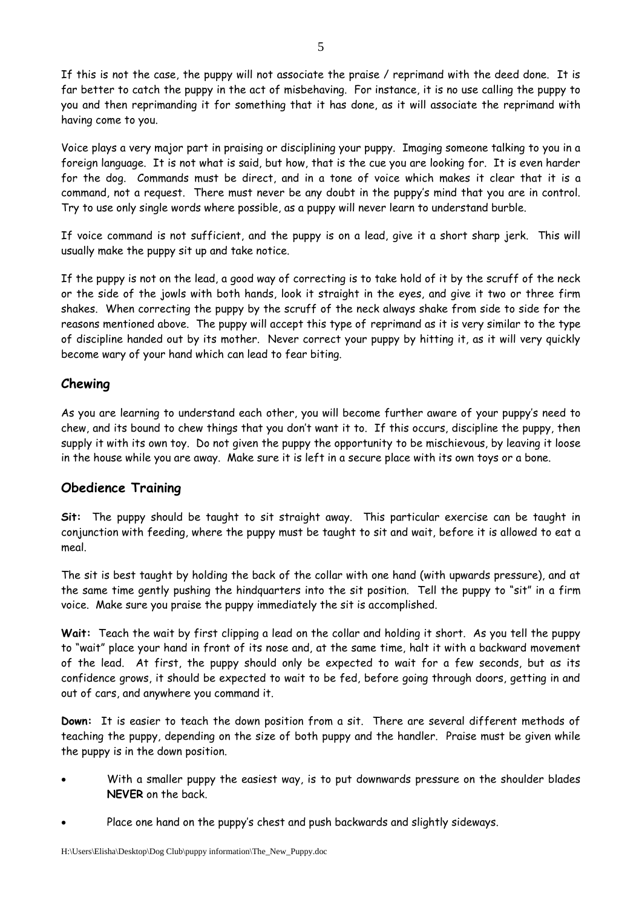If this is not the case, the puppy will not associate the praise / reprimand with the deed done. It is far better to catch the puppy in the act of misbehaving. For instance, it is no use calling the puppy to you and then reprimanding it for something that it has done, as it will associate the reprimand with having come to you.

Voice plays a very major part in praising or disciplining your puppy. Imaging someone talking to you in a foreign language. It is not what is said, but how, that is the cue you are looking for. It is even harder for the dog. Commands must be direct, and in a tone of voice which makes it clear that it is a command, not a request. There must never be any doubt in the puppy's mind that you are in control. Try to use only single words where possible, as a puppy will never learn to understand burble.

If voice command is not sufficient, and the puppy is on a lead, give it a short sharp jerk. This will usually make the puppy sit up and take notice.

If the puppy is not on the lead, a good way of correcting is to take hold of it by the scruff of the neck or the side of the jowls with both hands, look it straight in the eyes, and give it two or three firm shakes. When correcting the puppy by the scruff of the neck always shake from side to side for the reasons mentioned above. The puppy will accept this type of reprimand as it is very similar to the type of discipline handed out by its mother. Never correct your puppy by hitting it, as it will very quickly become wary of your hand which can lead to fear biting.

## Chewing

As you are learning to understand each other, you will become further aware of your puppy's need to chew, and its bound to chew things that you don't want it to. If this occurs, discipline the puppy, then supply it with its own toy. Do not given the puppy the opportunity to be mischievous, by leaving it loose in the house while you are away. Make sure it is left in a secure place with its own toys or a bone.

## Obedience Training

**Sit:** The puppy should be taught to sit straight away. This particular exercise can be taught in conjunction with feeding, where the puppy must be taught to sit and wait, before it is allowed to eat a meal.

The sit is best taught by holding the back of the collar with one hand (with upwards pressure), and at the same time gently pushing the hindquarters into the sit position. Tell the puppy to "sit" in a firm voice. Make sure you praise the puppy immediately the sit is accomplished.

**Wait:** Teach the wait by first clipping a lead on the collar and holding it short. As you tell the puppy to "wait" place your hand in front of its nose and, at the same time, halt it with a backward movement of the lead. At first, the puppy should only be expected to wait for a few seconds, but as its confidence grows, it should be expected to wait to be fed, before going through doors, getting in and out of cars, and anywhere you command it.

**Down:** It is easier to teach the down position from a sit. There are several different methods of teaching the puppy, depending on the size of both puppy and the handler. Praise must be given while the puppy is in the down position.

- With a smaller puppy the easiest way, is to put downwards pressure on the shoulder blades **NEVER** on the back.
- Place one hand on the puppy's chest and push backwards and slightly sideways.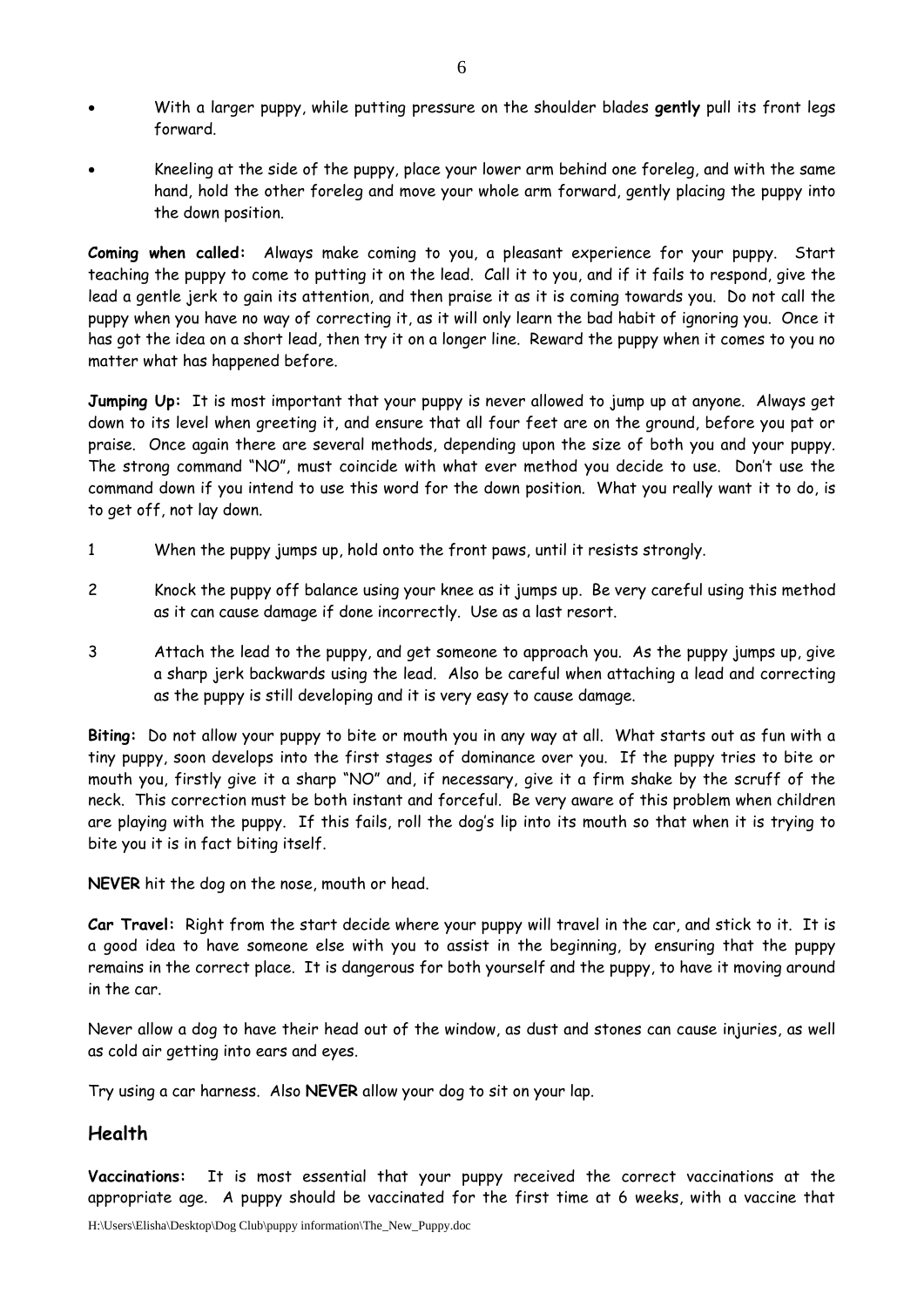- With a larger puppy, while putting pressure on the shoulder blades **gently** pull its front legs forward.
- Kneeling at the side of the puppy, place your lower arm behind one foreleg, and with the same hand, hold the other foreleg and move your whole arm forward, gently placing the puppy into the down position.

***Coming when called:*** Always make coming to you, a pleasant experience for your puppy. Start teaching the puppy to come to putting it on the lead. Call it to you, and if it fails to respond, give the lead a gentle jerk to gain its attention, and then praise it as it is coming towards you. Do not call the puppy when you have no way of correcting it, as it will only learn the bad habit of ignoring you. Once it has got the idea on a short lead, then try it on a longer line. Reward the puppy when it comes to you no matter what has happened before.

**Jumping Up:** It is most important that your puppy is never allowed to jump up at anyone. Always get down to its level when greeting it, and ensure that all four feet are on the ground, before you pat or praise. Once again there are several methods, depending upon the size of both you and your puppy. The strong command "NO", must coincide with what ever method you decide to use. Don't use the command down if you intend to use this word for the down position. What you really want it to do, is to get off, not lay down.

1. When the puppy jumps up, hold onto the front paws, until it resists strongly.
2. Knock the puppy off balance using your knee as it jumps up. Be very careful using this method as it can cause damage if done incorrectly. Use as a last resort.
3. Attach the lead to the puppy, and get someone to approach you. As the puppy jumps up, give a sharp jerk backwards using the lead. Also be careful when attaching a lead and correcting as the puppy is still developing and it is very easy to cause damage.

**Biting:** Do not allow your puppy to bite or mouth you in any way at all. What starts out as fun with a tiny puppy, soon develops into the first stages of dominance over you. If the puppy tries to bite or mouth you, firstly give it a sharp "NO" and, if necessary, give it a firm shake by the scruff of the neck. This correction must be both instant and forceful. Be very aware of this problem when children are playing with the puppy. If this fails, roll the dog's lip into its mouth so that when it is trying to bite you it is in fact biting itself.

**NEVER** hit the dog on the nose, mouth or head.

***Car Travel:*** Right from the start decide where your puppy will travel in the car, and stick to it. It is a good idea to have someone else with you to assist in the beginning, by ensuring that the puppy remains in the correct place. It is dangerous for both yourself and the puppy, to have it moving around in the car.

Never allow a dog to have their head out of the window, as dust and stones can cause injuries, as well as cold air getting into ears and eyes.

Try using a car harness. Also **NEVER** allow your dog to sit on your lap.

## Health

**Vaccinations:** It is most essential that your puppy received the correct vaccinations at the appropriate age. A puppy should be vaccinated for the first time at 6 weeks, with a vaccine that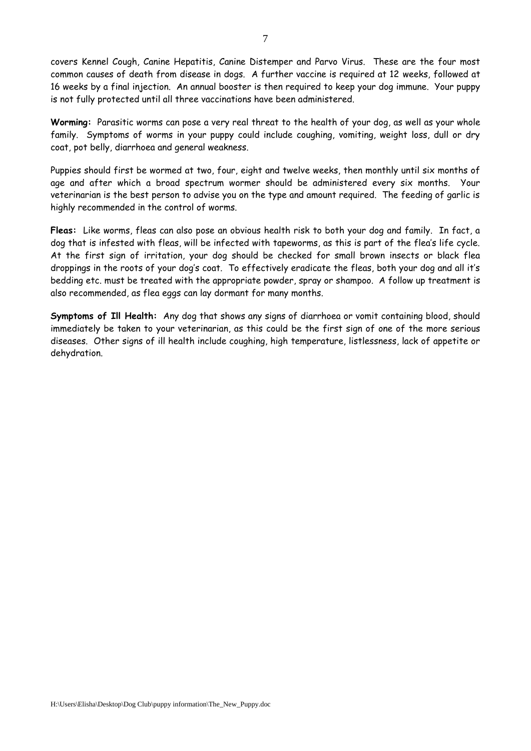covers Kennel Cough, Canine Hepatitis, Canine Distemper and Parvo Virus. These are the four most common causes of death from disease in dogs. A further vaccine is required at 12 weeks, followed at 16 weeks by a final injection. An annual booster is then required to keep your dog immune. Your puppy is not fully protected until all three vaccinations have been administered.

**Worming:** Parasitic worms can pose a very real threat to the health of your dog, as well as your whole family. Symptoms of worms in your puppy could include coughing, vomiting, weight loss, dull or dry coat, pot belly, diarrhoea and general weakness.

Puppies should first be wormed at two, four, eight and twelve weeks, then monthly until six months of age and after which a broad spectrum wormer should be administered every six months. Your veterinarian is the best person to advise you on the type and amount required. The feeding of garlic is highly recommended in the control of worms.

**Fleas:** Like worms, fleas can also pose an obvious health risk to both your dog and family. In fact, a dog that is infested with fleas, will be infected with tapeworms, as this is part of the flea's life cycle. At the first sign of irritation, your dog should be checked for small brown insects or black flea droppings in the roots of your dog's coat. To effectively eradicate the fleas, both your dog and all it's bedding etc. must be treated with the appropriate powder, spray or shampoo. A follow up treatment is also recommended, as flea eggs can lay dormant for many months.

**Symptoms of Ill Health:** Any dog that shows any signs of diarrhoea or vomit containing blood, should immediately be taken to your veterinarian, as this could be the first sign of one of the more serious diseases. Other signs of ill health include coughing, high temperature, listlessness, lack of appetite or dehydration.